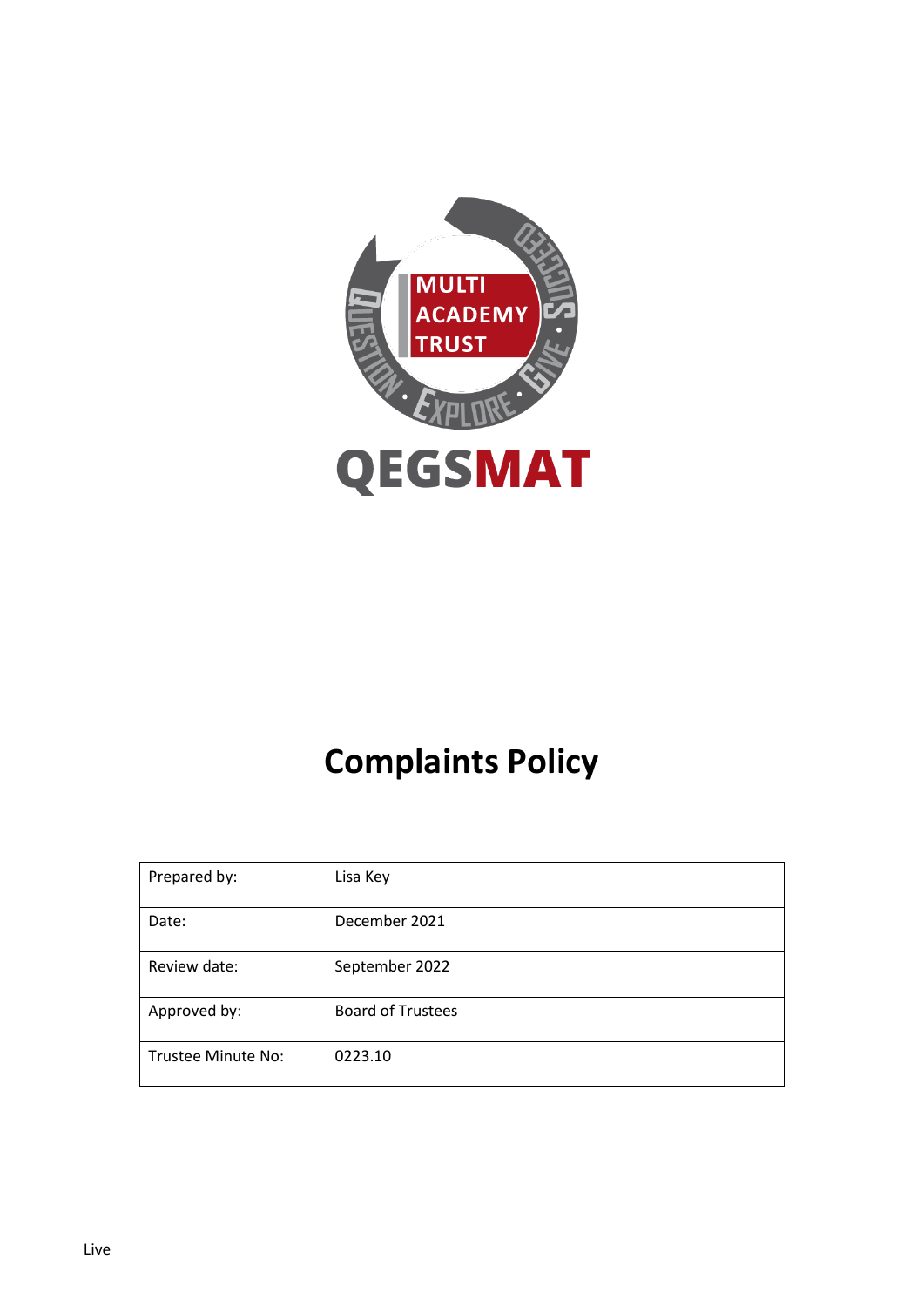# Complaints Policy

| Prepared by: | Lisa Key |
|---|---|
| Date: | December 2021 |
| Review date: | September 2022 |
| Approved by: | Board of Trustees |
| Trustee Minute No: | 0223.10 |

Live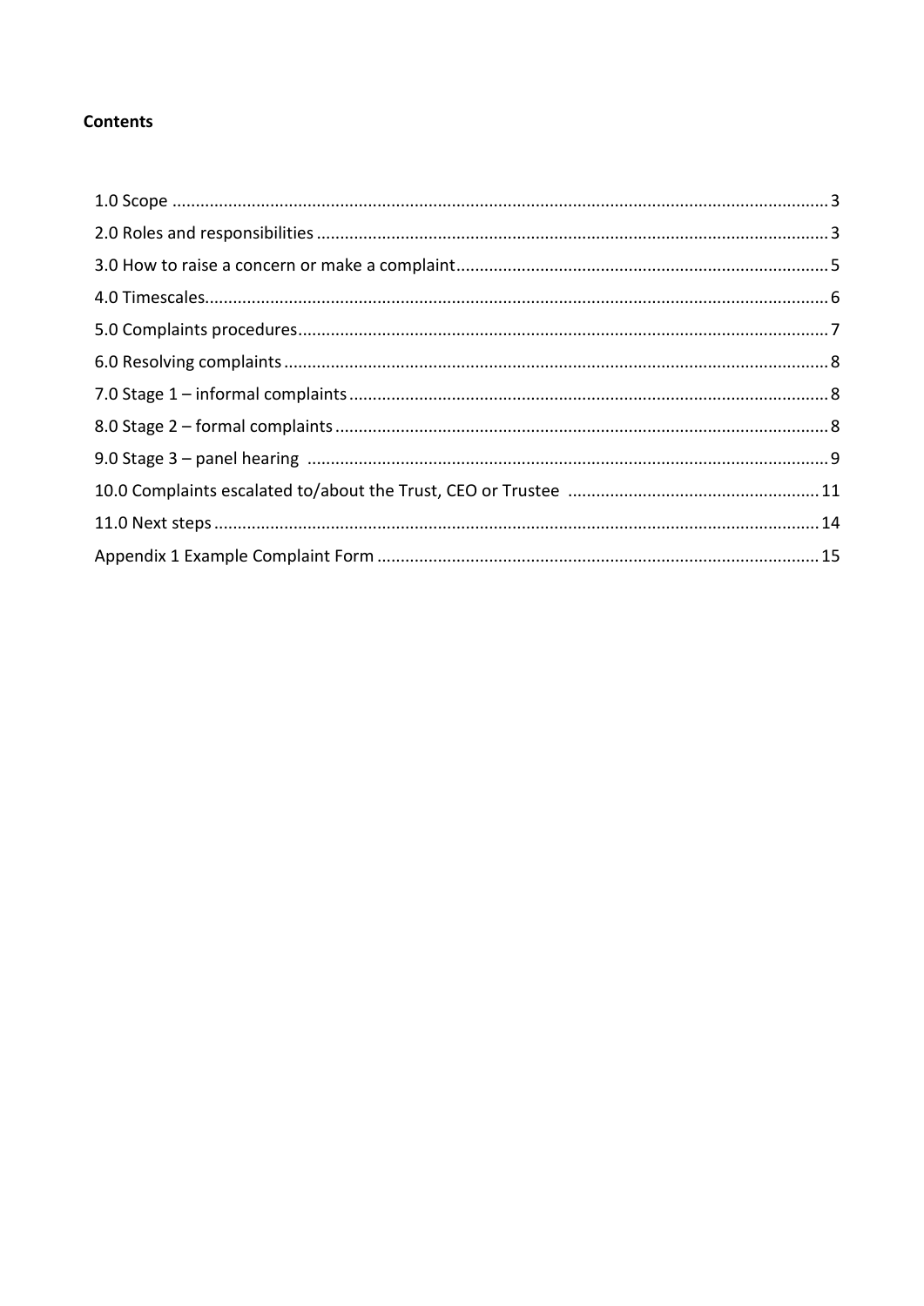**Contents**

- 1.0 Scope ... 3
- 2.0 Roles and responsibilities ... 3
- 3.0 How to raise a concern or make a complaint ... 5
- 4.0 Timescales ... 6
- 5.0 Complaints procedures ... 7
- 6.0 Resolving complaints ... 8
- 7.0 Stage 1 – informal complaints ... 8
- 8.0 Stage 2 – formal complaints ... 8
- 9.0 Stage 3 – panel hearing ... 9
- 10.0 Complaints escalated to/about the Trust, CEO or Trustee ... 11
- 11.0 Next steps ... 14
- Appendix 1 Example Complaint Form ... 15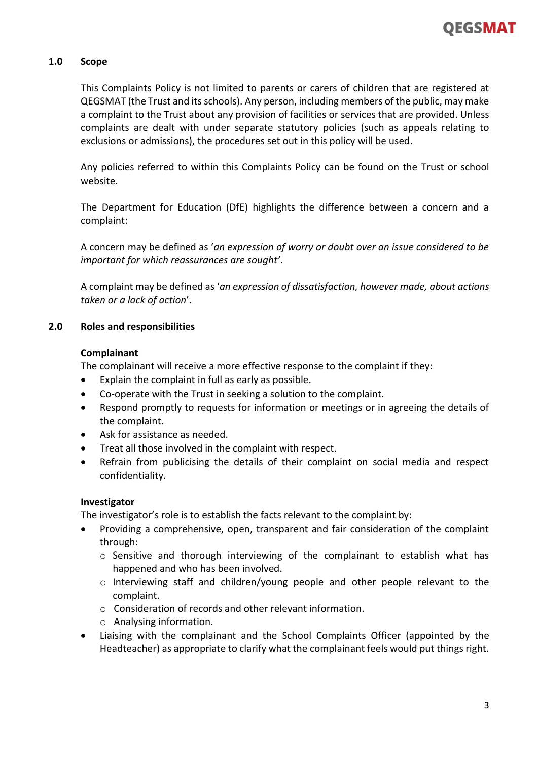## 1.0 Scope

This Complaints Policy is not limited to parents or carers of children that are registered at QEGSMAT (the Trust and its schools). Any person, including members of the public, may make a complaint to the Trust about any provision of facilities or services that are provided. Unless complaints are dealt with under separate statutory policies (such as appeals relating to exclusions or admissions), the procedures set out in this policy will be used.

Any policies referred to within this Complaints Policy can be found on the Trust or school website.

The Department for Education (DfE) highlights the difference between a concern and a complaint:

A concern may be defined as '*an expression of worry or doubt over an issue considered to be important for which reassurances are sought'*.

A complaint may be defined as '*an expression of dissatisfaction, however made, about actions taken or a lack of action*'.

## 2.0 Roles and responsibilities

**Complainant**

The complainant will receive a more effective response to the complaint if they:

- Explain the complaint in full as early as possible.
- Co-operate with the Trust in seeking a solution to the complaint.
- Respond promptly to requests for information or meetings or in agreeing the details of the complaint.
- Ask for assistance as needed.
- Treat all those involved in the complaint with respect.
- Refrain from publicising the details of their complaint on social media and respect confidentiality.

**Investigator**

The investigator's role is to establish the facts relevant to the complaint by:

- Providing a comprehensive, open, transparent and fair consideration of the complaint through:
  - Sensitive and thorough interviewing of the complainant to establish what has happened and who has been involved.
  - Interviewing staff and children/young people and other people relevant to the complaint.
  - Consideration of records and other relevant information.
  - Analysing information.
- Liaising with the complainant and the School Complaints Officer (appointed by the Headteacher) as appropriate to clarify what the complainant feels would put things right.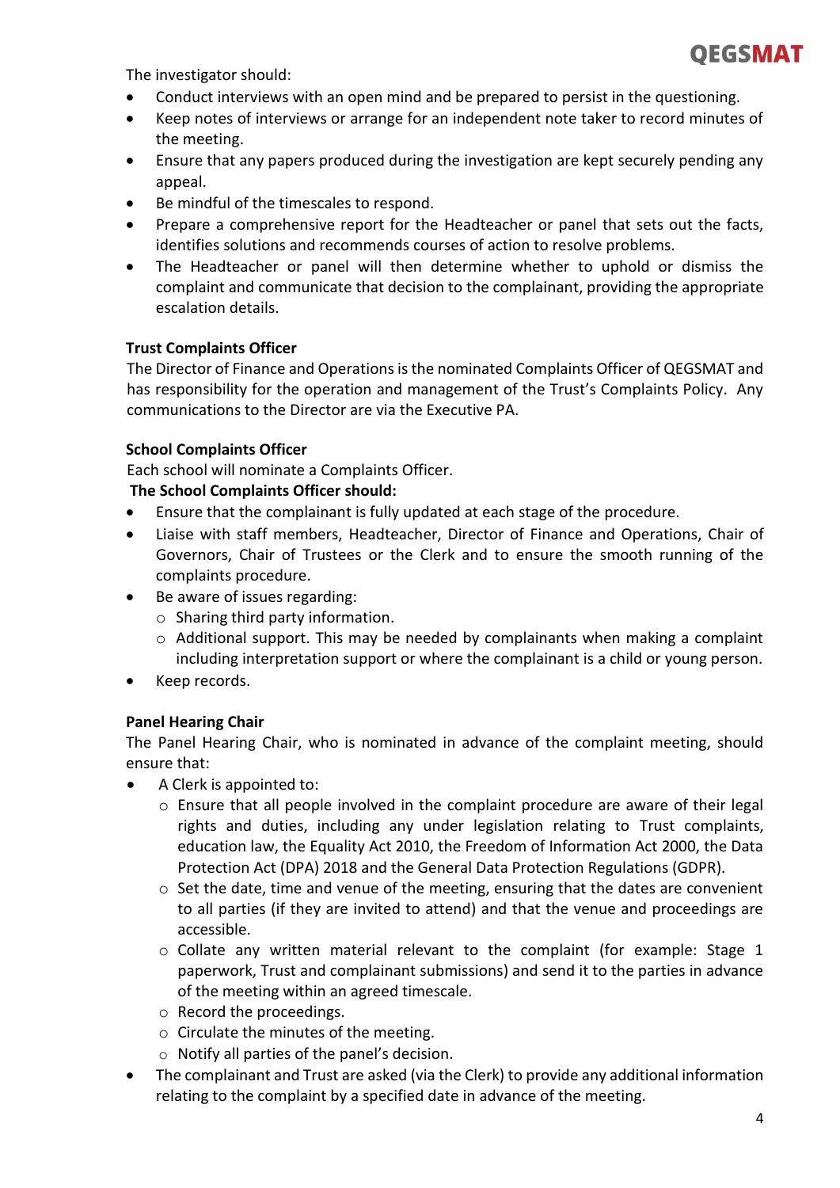The investigator should:

- Conduct interviews with an open mind and be prepared to persist in the questioning.
- Keep notes of interviews or arrange for an independent note taker to record minutes of the meeting.
- Ensure that any papers produced during the investigation are kept securely pending any appeal.
- Be mindful of the timescales to respond.
- Prepare a comprehensive report for the Headteacher or panel that sets out the facts, identifies solutions and recommends courses of action to resolve problems.
- The Headteacher or panel will then determine whether to uphold or dismiss the complaint and communicate that decision to the complainant, providing the appropriate escalation details.

**Trust Complaints Officer**

The Director of Finance and Operations is the nominated Complaints Officer of QEGSMAT and has responsibility for the operation and management of the Trust's Complaints Policy. Any communications to the Director are via the Executive PA.

**School Complaints Officer**

Each school will nominate a Complaints Officer.

**The School Complaints Officer should:**

- Ensure that the complainant is fully updated at each stage of the procedure.
- Liaise with staff members, Headteacher, Director of Finance and Operations, Chair of Governors, Chair of Trustees or the Clerk and to ensure the smooth running of the complaints procedure.
- Be aware of issues regarding:
  - Sharing third party information.
  - Additional support. This may be needed by complainants when making a complaint including interpretation support or where the complainant is a child or young person.
- Keep records.

**Panel Hearing Chair**

The Panel Hearing Chair, who is nominated in advance of the complaint meeting, should ensure that:

- A Clerk is appointed to:
  - Ensure that all people involved in the complaint procedure are aware of their legal rights and duties, including any under legislation relating to Trust complaints, education law, the Equality Act 2010, the Freedom of Information Act 2000, the Data Protection Act (DPA) 2018 and the General Data Protection Regulations (GDPR).
  - Set the date, time and venue of the meeting, ensuring that the dates are convenient to all parties (if they are invited to attend) and that the venue and proceedings are accessible.
  - Collate any written material relevant to the complaint (for example: Stage 1 paperwork, Trust and complainant submissions) and send it to the parties in advance of the meeting within an agreed timescale.
  - Record the proceedings.
  - Circulate the minutes of the meeting.
  - Notify all parties of the panel's decision.
- The complainant and Trust are asked (via the Clerk) to provide any additional information relating to the complaint by a specified date in advance of the meeting.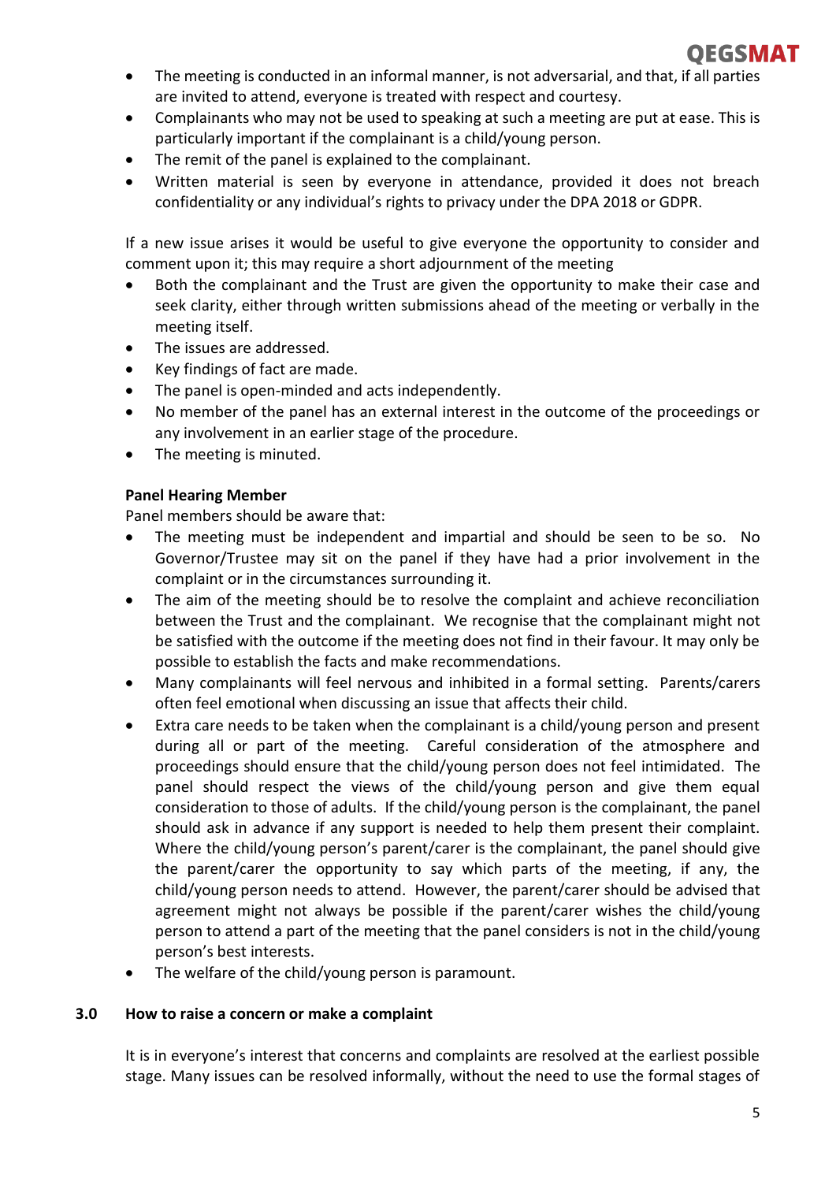- The meeting is conducted in an informal manner, is not adversarial, and that, if all parties are invited to attend, everyone is treated with respect and courtesy.
- Complainants who may not be used to speaking at such a meeting are put at ease. This is particularly important if the complainant is a child/young person.
- The remit of the panel is explained to the complainant.
- Written material is seen by everyone in attendance, provided it does not breach confidentiality or any individual's rights to privacy under the DPA 2018 or GDPR.

If a new issue arises it would be useful to give everyone the opportunity to consider and comment upon it; this may require a short adjournment of the meeting

- Both the complainant and the Trust are given the opportunity to make their case and seek clarity, either through written submissions ahead of the meeting or verbally in the meeting itself.
- The issues are addressed.
- Key findings of fact are made.
- The panel is open-minded and acts independently.
- No member of the panel has an external interest in the outcome of the proceedings or any involvement in an earlier stage of the procedure.
- The meeting is minuted.

**Panel Hearing Member**

Panel members should be aware that:

- The meeting must be independent and impartial and should be seen to be so. No Governor/Trustee may sit on the panel if they have had a prior involvement in the complaint or in the circumstances surrounding it.
- The aim of the meeting should be to resolve the complaint and achieve reconciliation between the Trust and the complainant. We recognise that the complainant might not be satisfied with the outcome if the meeting does not find in their favour. It may only be possible to establish the facts and make recommendations.
- Many complainants will feel nervous and inhibited in a formal setting. Parents/carers often feel emotional when discussing an issue that affects their child.
- Extra care needs to be taken when the complainant is a child/young person and present during all or part of the meeting. Careful consideration of the atmosphere and proceedings should ensure that the child/young person does not feel intimidated. The panel should respect the views of the child/young person and give them equal consideration to those of adults. If the child/young person is the complainant, the panel should ask in advance if any support is needed to help them present their complaint. Where the child/young person's parent/carer is the complainant, the panel should give the parent/carer the opportunity to say which parts of the meeting, if any, the child/young person needs to attend. However, the parent/carer should be advised that agreement might not always be possible if the parent/carer wishes the child/young person to attend a part of the meeting that the panel considers is not in the child/young person's best interests.
- The welfare of the child/young person is paramount.

## 3.0 How to raise a concern or make a complaint

It is in everyone's interest that concerns and complaints are resolved at the earliest possible stage. Many issues can be resolved informally, without the need to use the formal stages of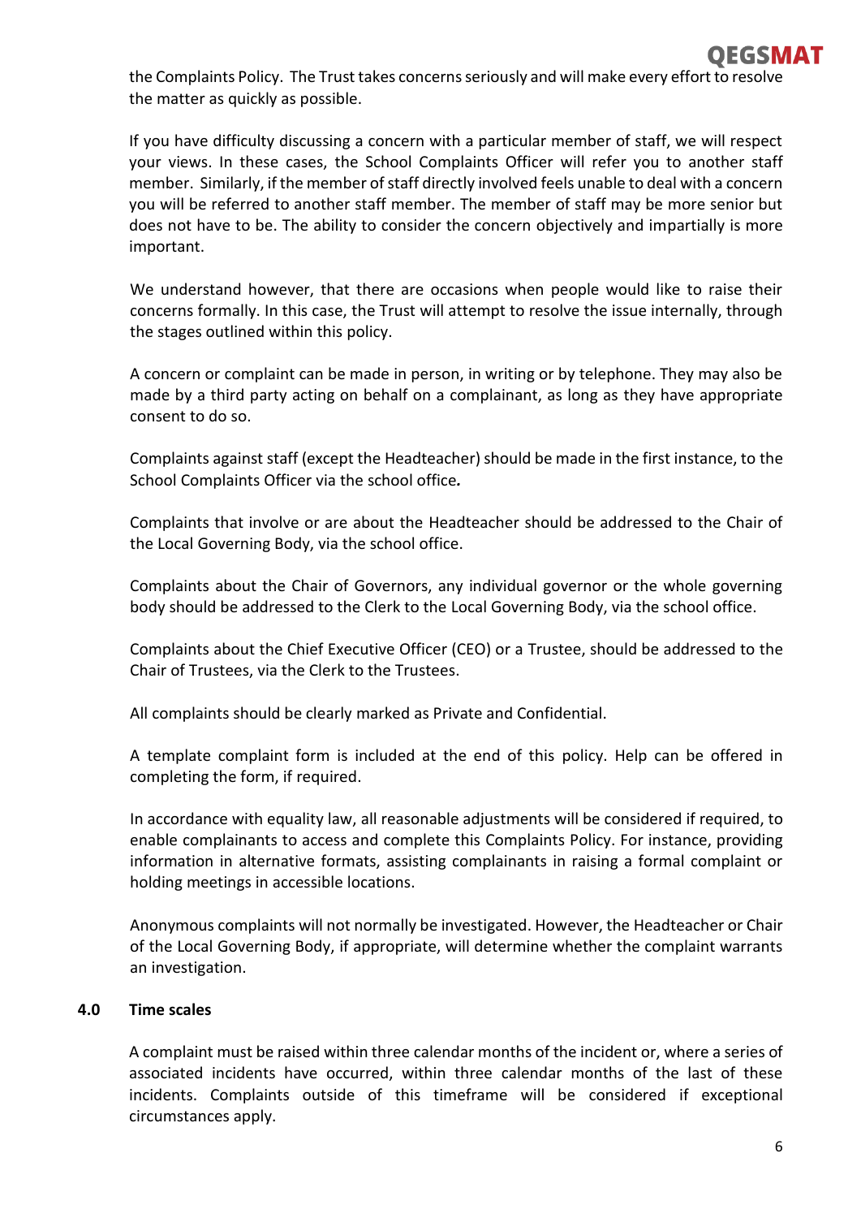the Complaints Policy. The Trust takes concerns seriously and will make every effort to resolve the matter as quickly as possible.

If you have difficulty discussing a concern with a particular member of staff, we will respect your views. In these cases, the School Complaints Officer will refer you to another staff member. Similarly, if the member of staff directly involved feels unable to deal with a concern you will be referred to another staff member. The member of staff may be more senior but does not have to be. The ability to consider the concern objectively and impartially is more important.

We understand however, that there are occasions when people would like to raise their concerns formally. In this case, the Trust will attempt to resolve the issue internally, through the stages outlined within this policy.

A concern or complaint can be made in person, in writing or by telephone. They may also be made by a third party acting on behalf on a complainant, as long as they have appropriate consent to do so.

Complaints against staff (except the Headteacher) should be made in the first instance, to the School Complaints Officer via the school office.

Complaints that involve or are about the Headteacher should be addressed to the Chair of the Local Governing Body, via the school office.

Complaints about the Chair of Governors, any individual governor or the whole governing body should be addressed to the Clerk to the Local Governing Body, via the school office.

Complaints about the Chief Executive Officer (CEO) or a Trustee, should be addressed to the Chair of Trustees, via the Clerk to the Trustees.

All complaints should be clearly marked as Private and Confidential.

A template complaint form is included at the end of this policy. Help can be offered in completing the form, if required.

In accordance with equality law, all reasonable adjustments will be considered if required, to enable complainants to access and complete this Complaints Policy. For instance, providing information in alternative formats, assisting complainants in raising a formal complaint or holding meetings in accessible locations.

Anonymous complaints will not normally be investigated. However, the Headteacher or Chair of the Local Governing Body, if appropriate, will determine whether the complaint warrants an investigation.

## 4.0 Time scales

A complaint must be raised within three calendar months of the incident or, where a series of associated incidents have occurred, within three calendar months of the last of these incidents. Complaints outside of this timeframe will be considered if exceptional circumstances apply.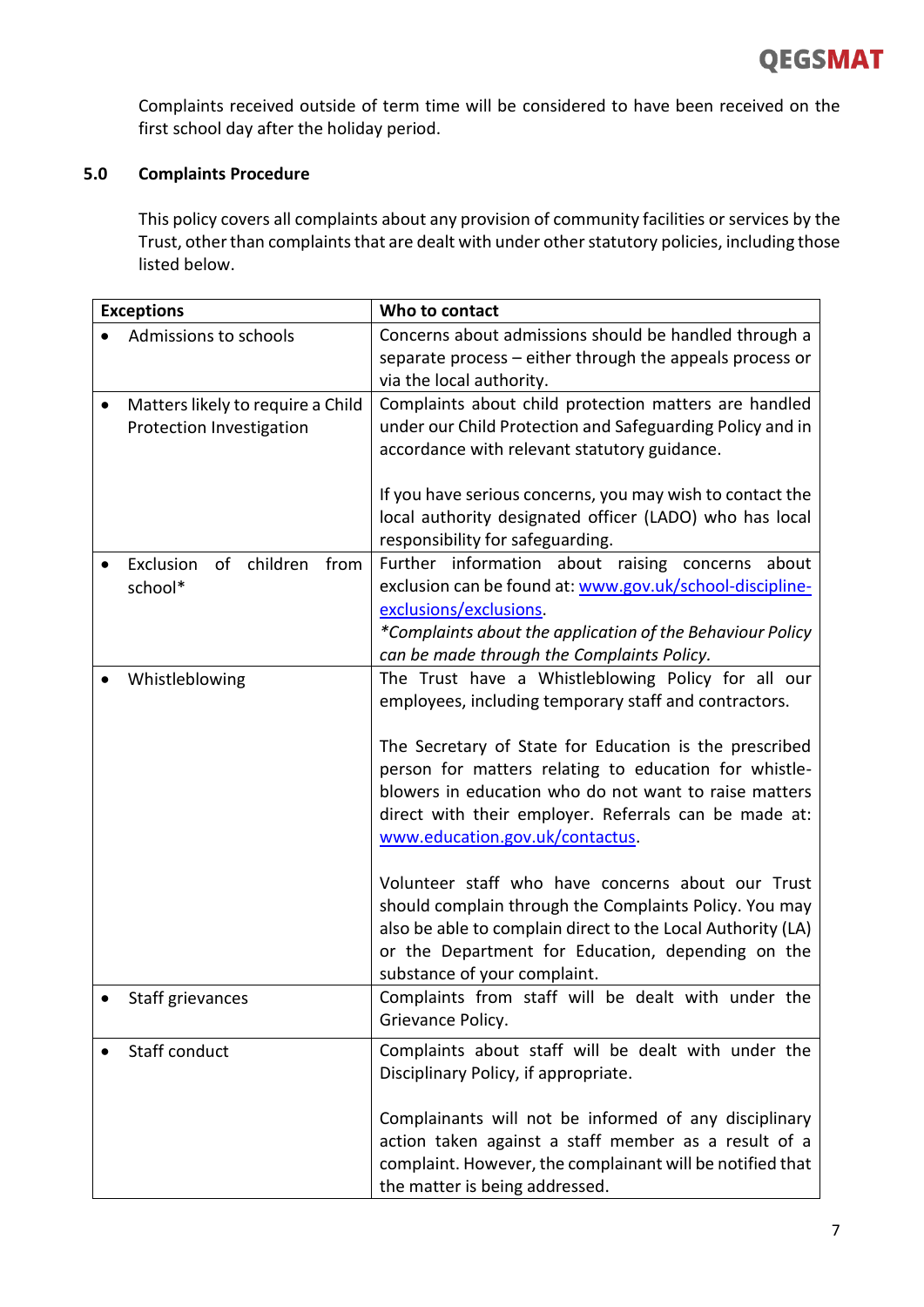Complaints received outside of term time will be considered to have been received on the first school day after the holiday period.

## 5.0 Complaints Procedure

This policy covers all complaints about any provision of community facilities or services by the Trust, other than complaints that are dealt with under other statutory policies, including those listed below.

| Exceptions | Who to contact |
|---|---|
| • Admissions to schools | Concerns about admissions should be handled through a separate process – either through the appeals process or via the local authority. |
| • Matters likely to require a Child Protection Investigation | Complaints about child protection matters are handled under our Child Protection and Safeguarding Policy and in accordance with relevant statutory guidance.<br><br>If you have serious concerns, you may wish to contact the local authority designated officer (LADO) who has local responsibility for safeguarding. |
| • Exclusion of children from school* | Further information about raising concerns about exclusion can be found at: [www.gov.uk/school-discipline-exclusions/exclusions](www.gov.uk/school-discipline-exclusions/exclusions).<br>*\*Complaints about the application of the Behaviour Policy can be made through the Complaints Policy.* |
| • Whistleblowing | The Trust have a Whistleblowing Policy for all our employees, including temporary staff and contractors.<br><br>The Secretary of State for Education is the prescribed person for matters relating to education for whistle-blowers in education who do not want to raise matters direct with their employer. Referrals can be made at: [www.education.gov.uk/contactus](www.education.gov.uk/contactus).<br><br>Volunteer staff who have concerns about our Trust should complain through the Complaints Policy. You may also be able to complain direct to the Local Authority (LA) or the Department for Education, depending on the substance of your complaint. |
| • Staff grievances | Complaints from staff will be dealt with under the Grievance Policy. |
| • Staff conduct | Complaints about staff will be dealt with under the Disciplinary Policy, if appropriate.<br><br>Complainants will not be informed of any disciplinary action taken against a staff member as a result of a complaint. However, the complainant will be notified that the matter is being addressed. |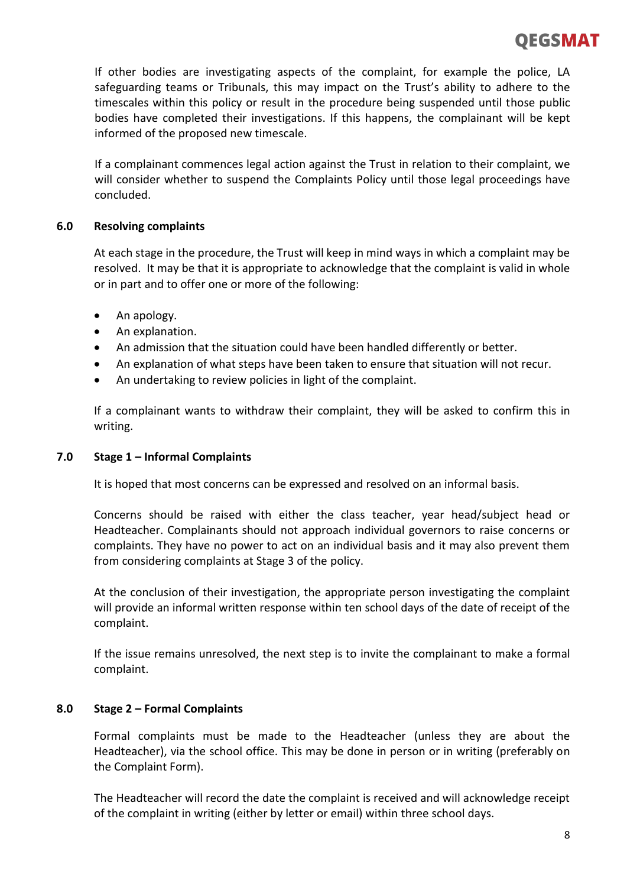If other bodies are investigating aspects of the complaint, for example the police, LA safeguarding teams or Tribunals, this may impact on the Trust's ability to adhere to the timescales within this policy or result in the procedure being suspended until those public bodies have completed their investigations. If this happens, the complainant will be kept informed of the proposed new timescale.

If a complainant commences legal action against the Trust in relation to their complaint, we will consider whether to suspend the Complaints Policy until those legal proceedings have concluded.

## 6.0 Resolving complaints

At each stage in the procedure, the Trust will keep in mind ways in which a complaint may be resolved. It may be that it is appropriate to acknowledge that the complaint is valid in whole or in part and to offer one or more of the following:

- An apology.
- An explanation.
- An admission that the situation could have been handled differently or better.
- An explanation of what steps have been taken to ensure that situation will not recur.
- An undertaking to review policies in light of the complaint.

If a complainant wants to withdraw their complaint, they will be asked to confirm this in writing.

## 7.0 Stage 1 – Informal Complaints

It is hoped that most concerns can be expressed and resolved on an informal basis.

Concerns should be raised with either the class teacher, year head/subject head or Headteacher. Complainants should not approach individual governors to raise concerns or complaints. They have no power to act on an individual basis and it may also prevent them from considering complaints at Stage 3 of the policy.

At the conclusion of their investigation, the appropriate person investigating the complaint will provide an informal written response within ten school days of the date of receipt of the complaint.

If the issue remains unresolved, the next step is to invite the complainant to make a formal complaint.

## 8.0 Stage 2 – Formal Complaints

Formal complaints must be made to the Headteacher (unless they are about the Headteacher), via the school office. This may be done in person or in writing (preferably on the Complaint Form).

The Headteacher will record the date the complaint is received and will acknowledge receipt of the complaint in writing (either by letter or email) within three school days.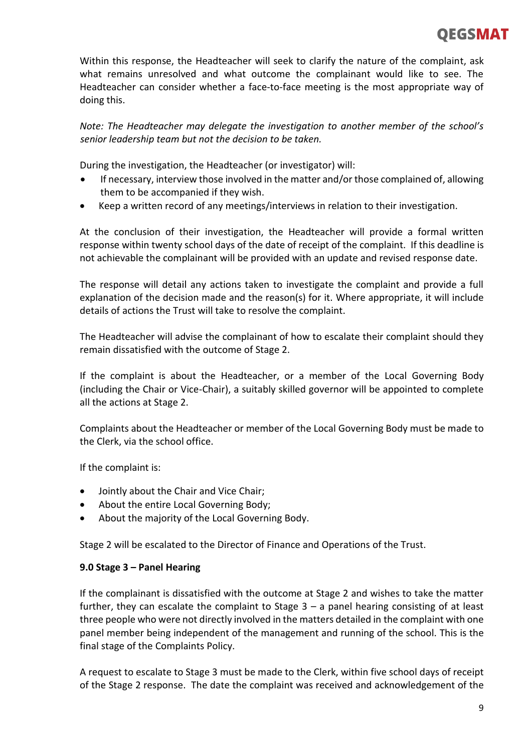Within this response, the Headteacher will seek to clarify the nature of the complaint, ask what remains unresolved and what outcome the complainant would like to see. The Headteacher can consider whether a face-to-face meeting is the most appropriate way of doing this.

*Note: The Headteacher may delegate the investigation to another member of the school's senior leadership team but not the decision to be taken.*

During the investigation, the Headteacher (or investigator) will:

- If necessary, interview those involved in the matter and/or those complained of, allowing them to be accompanied if they wish.
- Keep a written record of any meetings/interviews in relation to their investigation.

At the conclusion of their investigation, the Headteacher will provide a formal written response within twenty school days of the date of receipt of the complaint. If this deadline is not achievable the complainant will be provided with an update and revised response date.

The response will detail any actions taken to investigate the complaint and provide a full explanation of the decision made and the reason(s) for it. Where appropriate, it will include details of actions the Trust will take to resolve the complaint.

The Headteacher will advise the complainant of how to escalate their complaint should they remain dissatisfied with the outcome of Stage 2.

If the complaint is about the Headteacher, or a member of the Local Governing Body (including the Chair or Vice-Chair), a suitably skilled governor will be appointed to complete all the actions at Stage 2.

Complaints about the Headteacher or member of the Local Governing Body must be made to the Clerk, via the school office.

If the complaint is:

- Jointly about the Chair and Vice Chair;
- About the entire Local Governing Body;
- About the majority of the Local Governing Body.

Stage 2 will be escalated to the Director of Finance and Operations of the Trust.

**9.0 Stage 3 – Panel Hearing**

If the complainant is dissatisfied with the outcome at Stage 2 and wishes to take the matter further, they can escalate the complaint to Stage 3 – a panel hearing consisting of at least three people who were not directly involved in the matters detailed in the complaint with one panel member being independent of the management and running of the school. This is the final stage of the Complaints Policy.

A request to escalate to Stage 3 must be made to the Clerk, within five school days of receipt of the Stage 2 response. The date the complaint was received and acknowledgement of the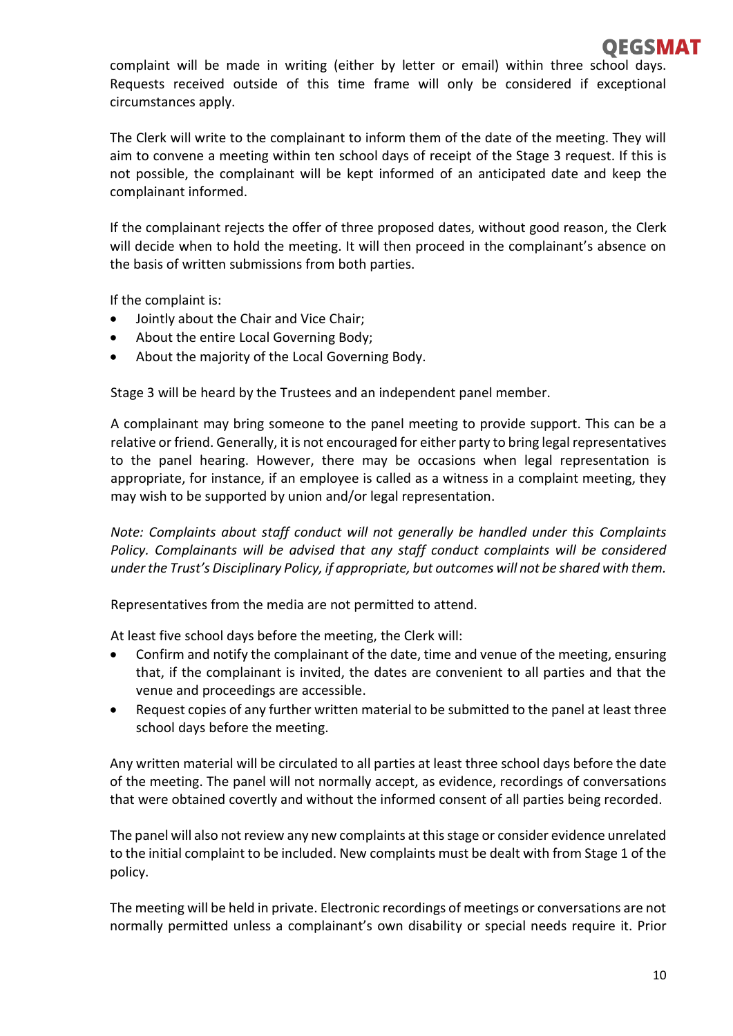complaint will be made in writing (either by letter or email) within three school days. Requests received outside of this time frame will only be considered if exceptional circumstances apply.

The Clerk will write to the complainant to inform them of the date of the meeting. They will aim to convene a meeting within ten school days of receipt of the Stage 3 request. If this is not possible, the complainant will be kept informed of an anticipated date and keep the complainant informed.

If the complainant rejects the offer of three proposed dates, without good reason, the Clerk will decide when to hold the meeting. It will then proceed in the complainant's absence on the basis of written submissions from both parties.

If the complaint is:

- Jointly about the Chair and Vice Chair;
- About the entire Local Governing Body;
- About the majority of the Local Governing Body.

Stage 3 will be heard by the Trustees and an independent panel member.

A complainant may bring someone to the panel meeting to provide support. This can be a relative or friend. Generally, it is not encouraged for either party to bring legal representatives to the panel hearing. However, there may be occasions when legal representation is appropriate, for instance, if an employee is called as a witness in a complaint meeting, they may wish to be supported by union and/or legal representation.

*Note: Complaints about staff conduct will not generally be handled under this Complaints Policy. Complainants will be advised that any staff conduct complaints will be considered under the Trust's Disciplinary Policy, if appropriate, but outcomes will not be shared with them.*

Representatives from the media are not permitted to attend.

At least five school days before the meeting, the Clerk will:

- Confirm and notify the complainant of the date, time and venue of the meeting, ensuring that, if the complainant is invited, the dates are convenient to all parties and that the venue and proceedings are accessible.
- Request copies of any further written material to be submitted to the panel at least three school days before the meeting.

Any written material will be circulated to all parties at least three school days before the date of the meeting. The panel will not normally accept, as evidence, recordings of conversations that were obtained covertly and without the informed consent of all parties being recorded.

The panel will also not review any new complaints at this stage or consider evidence unrelated to the initial complaint to be included. New complaints must be dealt with from Stage 1 of the policy.

The meeting will be held in private. Electronic recordings of meetings or conversations are not normally permitted unless a complainant's own disability or special needs require it. Prior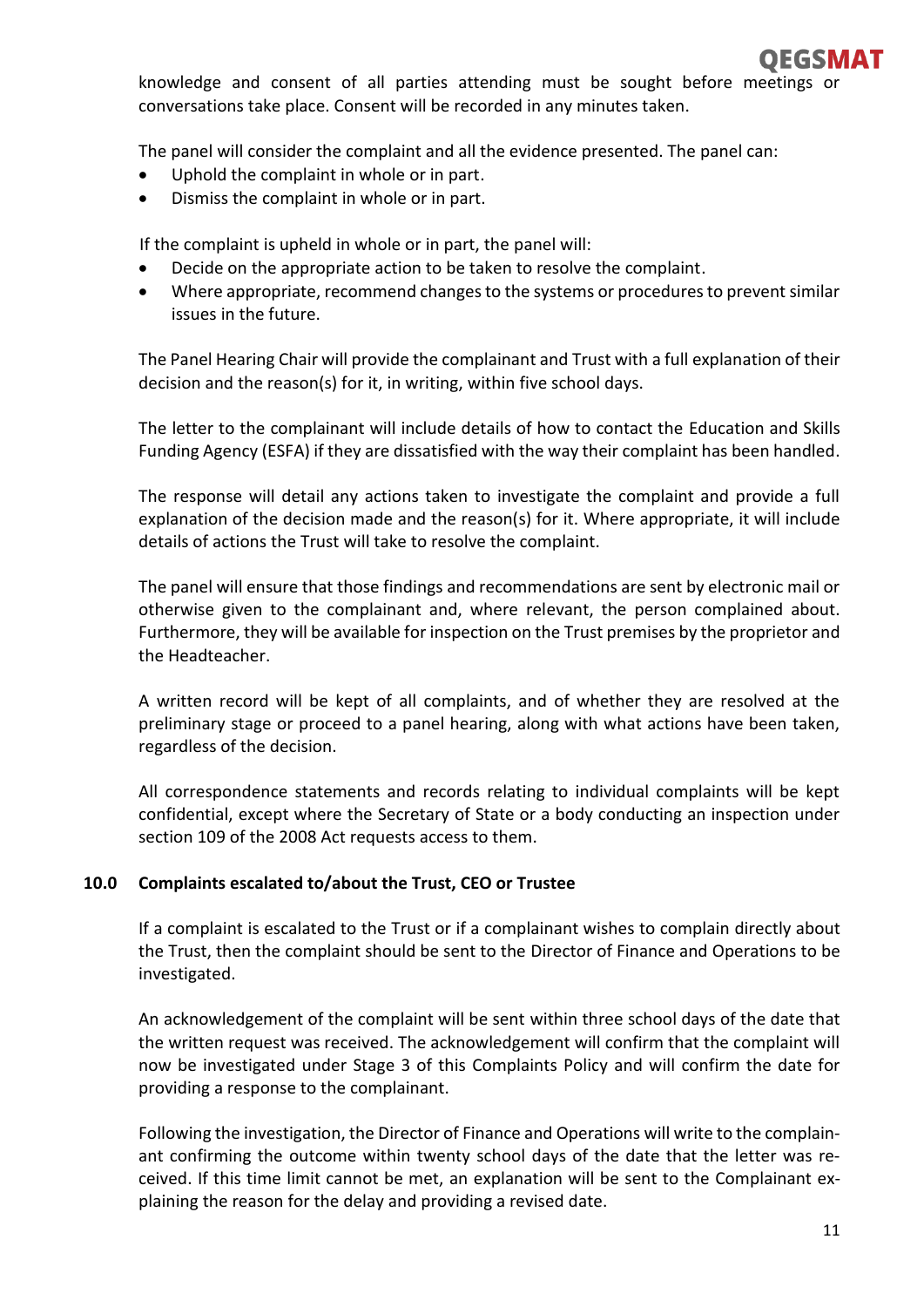knowledge and consent of all parties attending must be sought before meetings or conversations take place. Consent will be recorded in any minutes taken.

The panel will consider the complaint and all the evidence presented. The panel can:

- Uphold the complaint in whole or in part.
- Dismiss the complaint in whole or in part.

If the complaint is upheld in whole or in part, the panel will:

- Decide on the appropriate action to be taken to resolve the complaint.
- Where appropriate, recommend changes to the systems or procedures to prevent similar issues in the future.

The Panel Hearing Chair will provide the complainant and Trust with a full explanation of their decision and the reason(s) for it, in writing, within five school days.

The letter to the complainant will include details of how to contact the Education and Skills Funding Agency (ESFA) if they are dissatisfied with the way their complaint has been handled.

The response will detail any actions taken to investigate the complaint and provide a full explanation of the decision made and the reason(s) for it. Where appropriate, it will include details of actions the Trust will take to resolve the complaint.

The panel will ensure that those findings and recommendations are sent by electronic mail or otherwise given to the complainant and, where relevant, the person complained about. Furthermore, they will be available for inspection on the Trust premises by the proprietor and the Headteacher.

A written record will be kept of all complaints, and of whether they are resolved at the preliminary stage or proceed to a panel hearing, along with what actions have been taken, regardless of the decision.

All correspondence statements and records relating to individual complaints will be kept confidential, except where the Secretary of State or a body conducting an inspection under section 109 of the 2008 Act requests access to them.

## 10.0 Complaints escalated to/about the Trust, CEO or Trustee

If a complaint is escalated to the Trust or if a complainant wishes to complain directly about the Trust, then the complaint should be sent to the Director of Finance and Operations to be investigated.

An acknowledgement of the complaint will be sent within three school days of the date that the written request was received. The acknowledgement will confirm that the complaint will now be investigated under Stage 3 of this Complaints Policy and will confirm the date for providing a response to the complainant.

Following the investigation, the Director of Finance and Operations will write to the complainant confirming the outcome within twenty school days of the date that the letter was received. If this time limit cannot be met, an explanation will be sent to the Complainant explaining the reason for the delay and providing a revised date.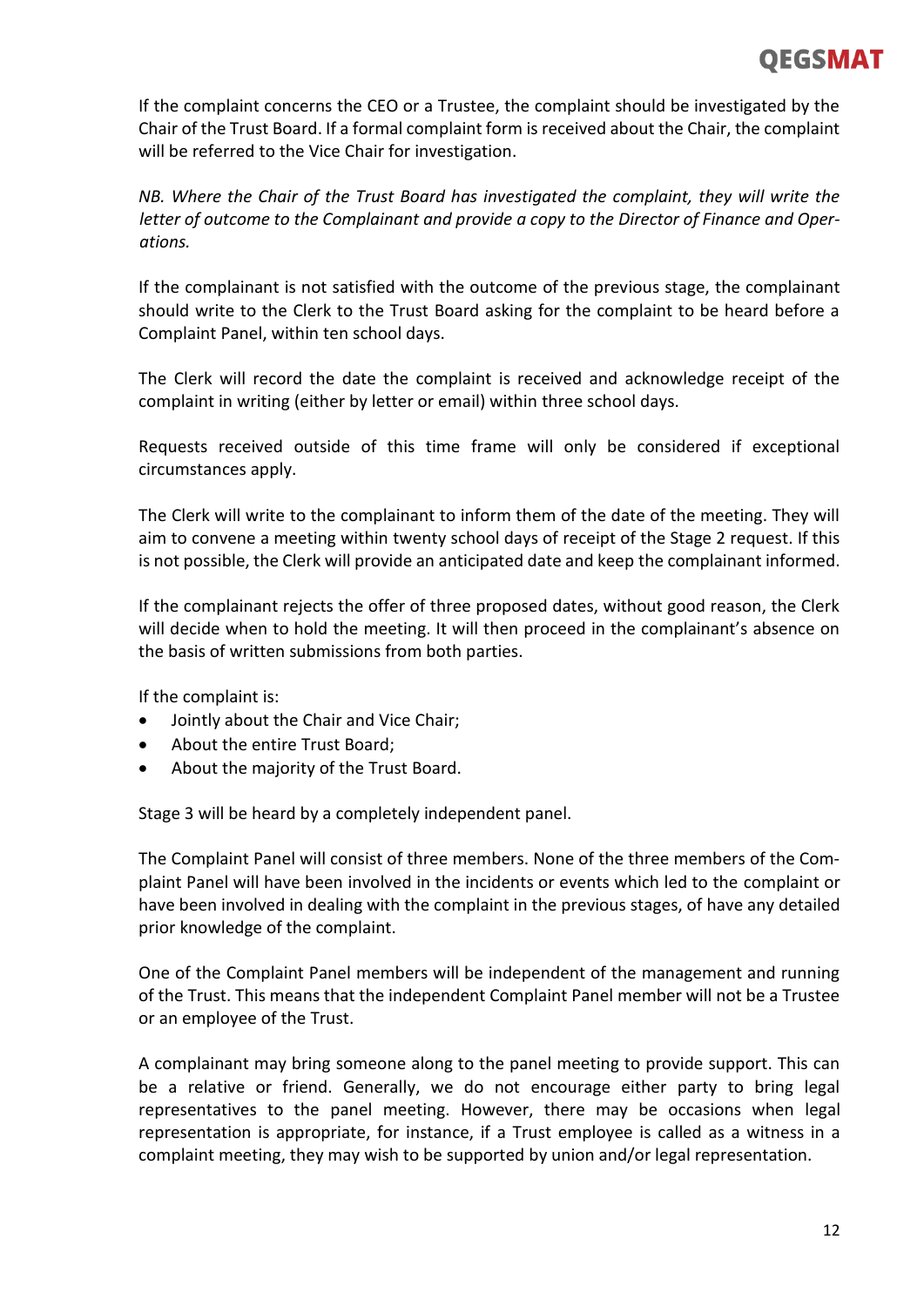If the complaint concerns the CEO or a Trustee, the complaint should be investigated by the Chair of the Trust Board. If a formal complaint form is received about the Chair, the complaint will be referred to the Vice Chair for investigation.

*NB. Where the Chair of the Trust Board has investigated the complaint, they will write the letter of outcome to the Complainant and provide a copy to the Director of Finance and Operations.*

If the complainant is not satisfied with the outcome of the previous stage, the complainant should write to the Clerk to the Trust Board asking for the complaint to be heard before a Complaint Panel, within ten school days.

The Clerk will record the date the complaint is received and acknowledge receipt of the complaint in writing (either by letter or email) within three school days.

Requests received outside of this time frame will only be considered if exceptional circumstances apply.

The Clerk will write to the complainant to inform them of the date of the meeting. They will aim to convene a meeting within twenty school days of receipt of the Stage 2 request. If this is not possible, the Clerk will provide an anticipated date and keep the complainant informed.

If the complainant rejects the offer of three proposed dates, without good reason, the Clerk will decide when to hold the meeting. It will then proceed in the complainant's absence on the basis of written submissions from both parties.

If the complaint is:
- Jointly about the Chair and Vice Chair;
- About the entire Trust Board;
- About the majority of the Trust Board.

Stage 3 will be heard by a completely independent panel.

The Complaint Panel will consist of three members. None of the three members of the Complaint Panel will have been involved in the incidents or events which led to the complaint or have been involved in dealing with the complaint in the previous stages, of have any detailed prior knowledge of the complaint.

One of the Complaint Panel members will be independent of the management and running of the Trust. This means that the independent Complaint Panel member will not be a Trustee or an employee of the Trust.

A complainant may bring someone along to the panel meeting to provide support. This can be a relative or friend. Generally, we do not encourage either party to bring legal representatives to the panel meeting. However, there may be occasions when legal representation is appropriate, for instance, if a Trust employee is called as a witness in a complaint meeting, they may wish to be supported by union and/or legal representation.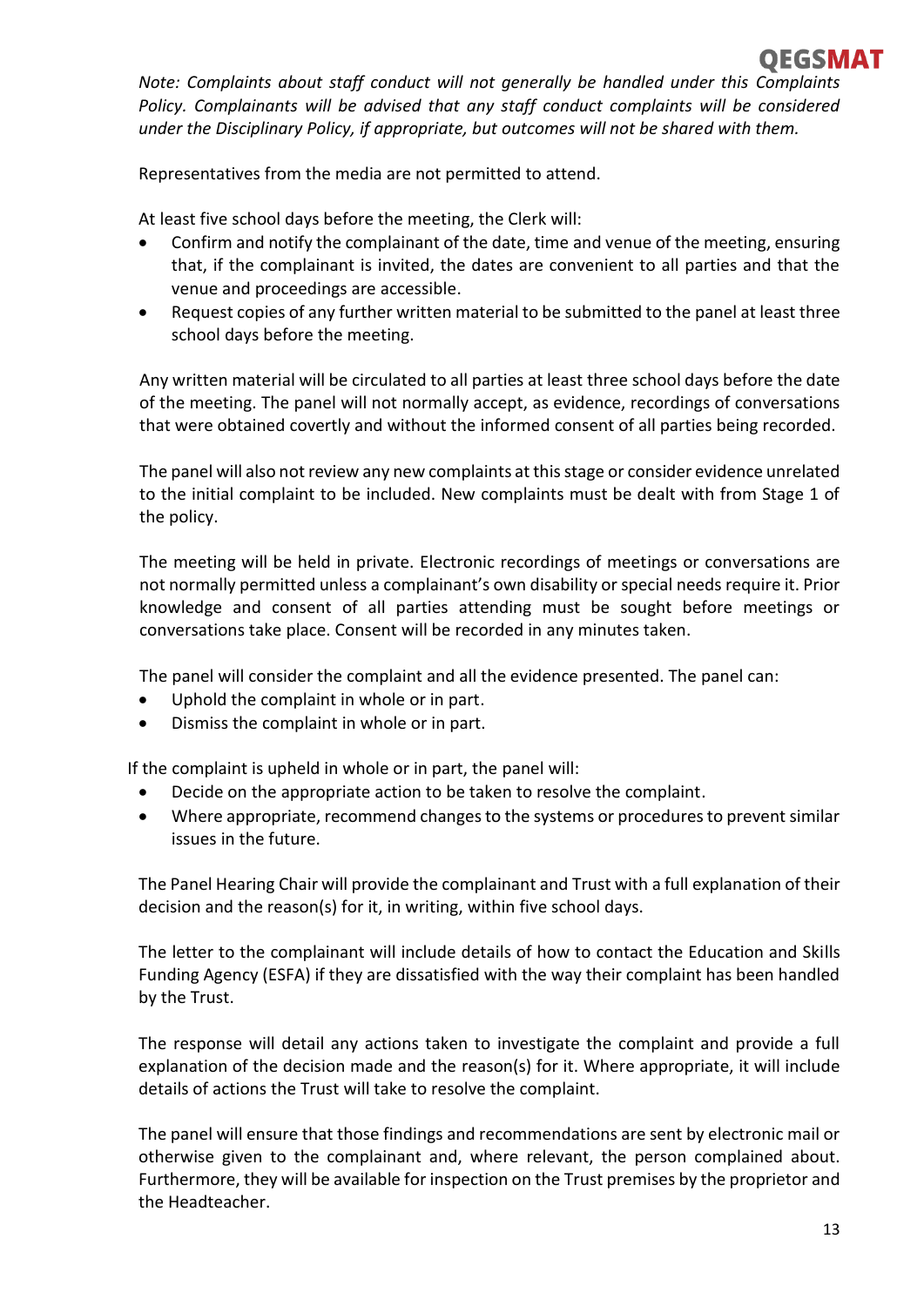*Note: Complaints about staff conduct will not generally be handled under this Complaints Policy. Complainants will be advised that any staff conduct complaints will be considered under the Disciplinary Policy, if appropriate, but outcomes will not be shared with them.*

Representatives from the media are not permitted to attend.

At least five school days before the meeting, the Clerk will:

- Confirm and notify the complainant of the date, time and venue of the meeting, ensuring that, if the complainant is invited, the dates are convenient to all parties and that the venue and proceedings are accessible.
- Request copies of any further written material to be submitted to the panel at least three school days before the meeting.

Any written material will be circulated to all parties at least three school days before the date of the meeting. The panel will not normally accept, as evidence, recordings of conversations that were obtained covertly and without the informed consent of all parties being recorded.

The panel will also not review any new complaints at this stage or consider evidence unrelated to the initial complaint to be included. New complaints must be dealt with from Stage 1 of the policy.

The meeting will be held in private. Electronic recordings of meetings or conversations are not normally permitted unless a complainant's own disability or special needs require it. Prior knowledge and consent of all parties attending must be sought before meetings or conversations take place. Consent will be recorded in any minutes taken.

The panel will consider the complaint and all the evidence presented. The panel can:

- Uphold the complaint in whole or in part.
- Dismiss the complaint in whole or in part.

If the complaint is upheld in whole or in part, the panel will:

- Decide on the appropriate action to be taken to resolve the complaint.
- Where appropriate, recommend changes to the systems or procedures to prevent similar issues in the future.

The Panel Hearing Chair will provide the complainant and Trust with a full explanation of their decision and the reason(s) for it, in writing, within five school days.

The letter to the complainant will include details of how to contact the Education and Skills Funding Agency (ESFA) if they are dissatisfied with the way their complaint has been handled by the Trust.

The response will detail any actions taken to investigate the complaint and provide a full explanation of the decision made and the reason(s) for it. Where appropriate, it will include details of actions the Trust will take to resolve the complaint.

The panel will ensure that those findings and recommendations are sent by electronic mail or otherwise given to the complainant and, where relevant, the person complained about. Furthermore, they will be available for inspection on the Trust premises by the proprietor and the Headteacher.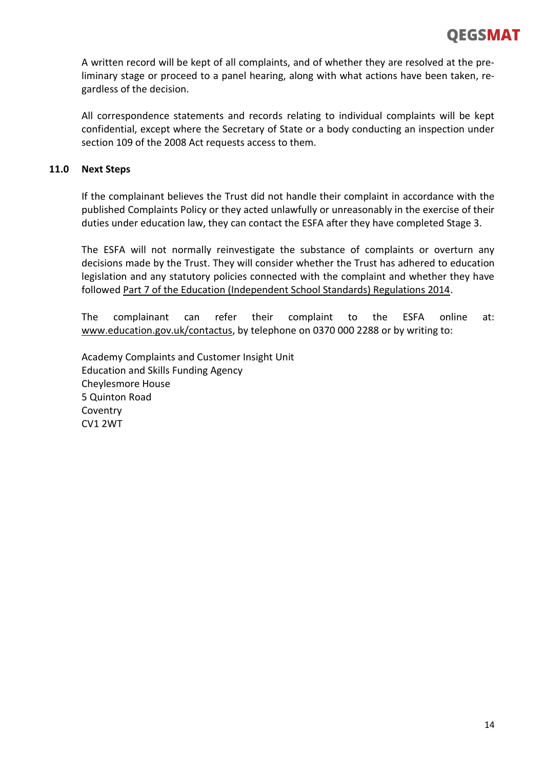A written record will be kept of all complaints, and of whether they are resolved at the preliminary stage or proceed to a panel hearing, along with what actions have been taken, regardless of the decision.

All correspondence statements and records relating to individual complaints will be kept confidential, except where the Secretary of State or a body conducting an inspection under section 109 of the 2008 Act requests access to them.

## 11.0 Next Steps

If the complainant believes the Trust did not handle their complaint in accordance with the published Complaints Policy or they acted unlawfully or unreasonably in the exercise of their duties under education law, they can contact the ESFA after they have completed Stage 3.

The ESFA will not normally reinvestigate the substance of complaints or overturn any decisions made by the Trust. They will consider whether the Trust has adhered to education legislation and any statutory policies connected with the complaint and whether they have followed Part 7 of the Education (Independent School Standards) Regulations 2014.

The complainant can refer their complaint to the ESFA online at: www.education.gov.uk/contactus, by telephone on 0370 000 2288 or by writing to:

Academy Complaints and Customer Insight Unit
Education and Skills Funding Agency
Cheylesmore House
5 Quinton Road
Coventry
CV1 2WT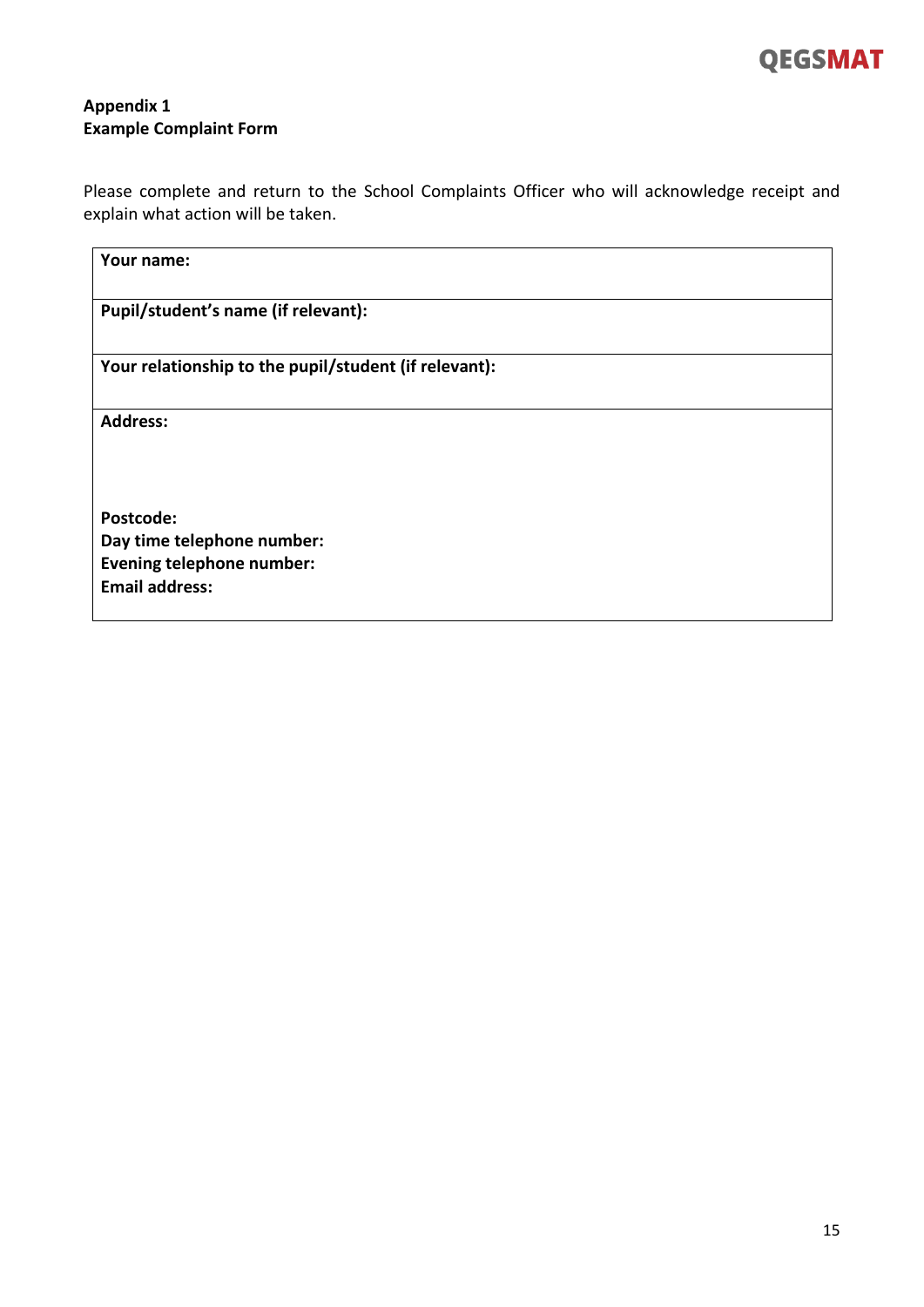**Appendix 1**
**Example Complaint Form**

Please complete and return to the School Complaints Officer who will acknowledge receipt and explain what action will be taken.

| **Your name:** |
|---|
| **Pupil/student's name (if relevant):** |
| **Your relationship to the pupil/student (if relevant):** |
| **Address:**<br><br><br>**Postcode:**<br>**Day time telephone number:**<br>**Evening telephone number:**<br>**Email address:** |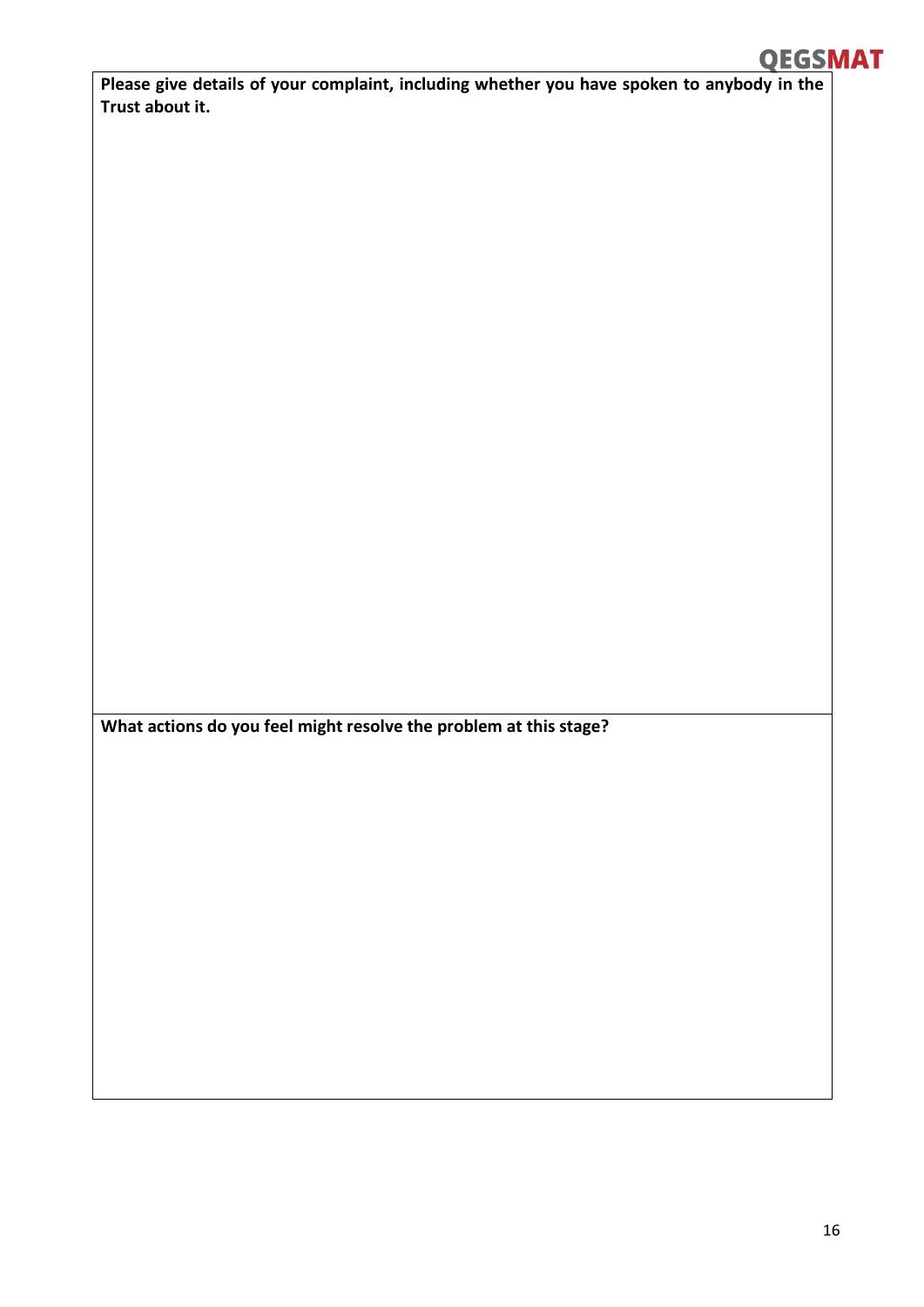**Please give details of your complaint, including whether you have spoken to anybody in the Trust about it.**

**What actions do you feel might resolve the problem at this stage?**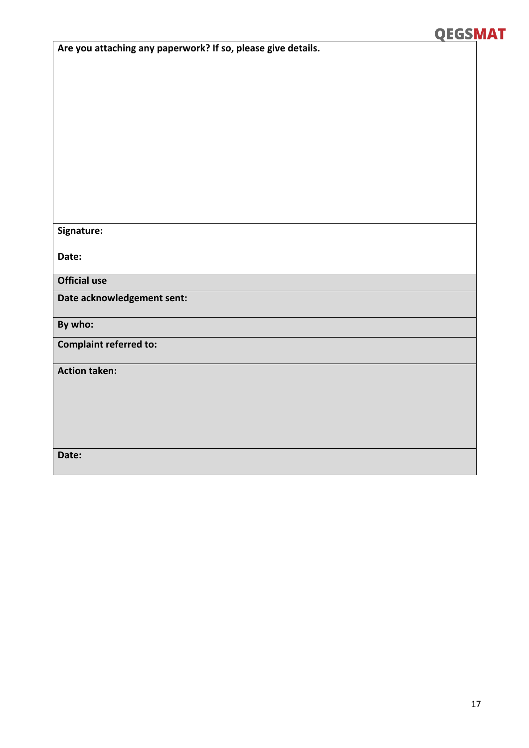| |
|---|
| **Are you attaching any paperwork? If so, please give details.** |
| **Signature:**<br><br>**Date:** |
| **Official use** |
| **Date acknowledgement sent:** |
| **By who:** |
| **Complaint referred to:** |
| **Action taken:** |
| **Date:** |